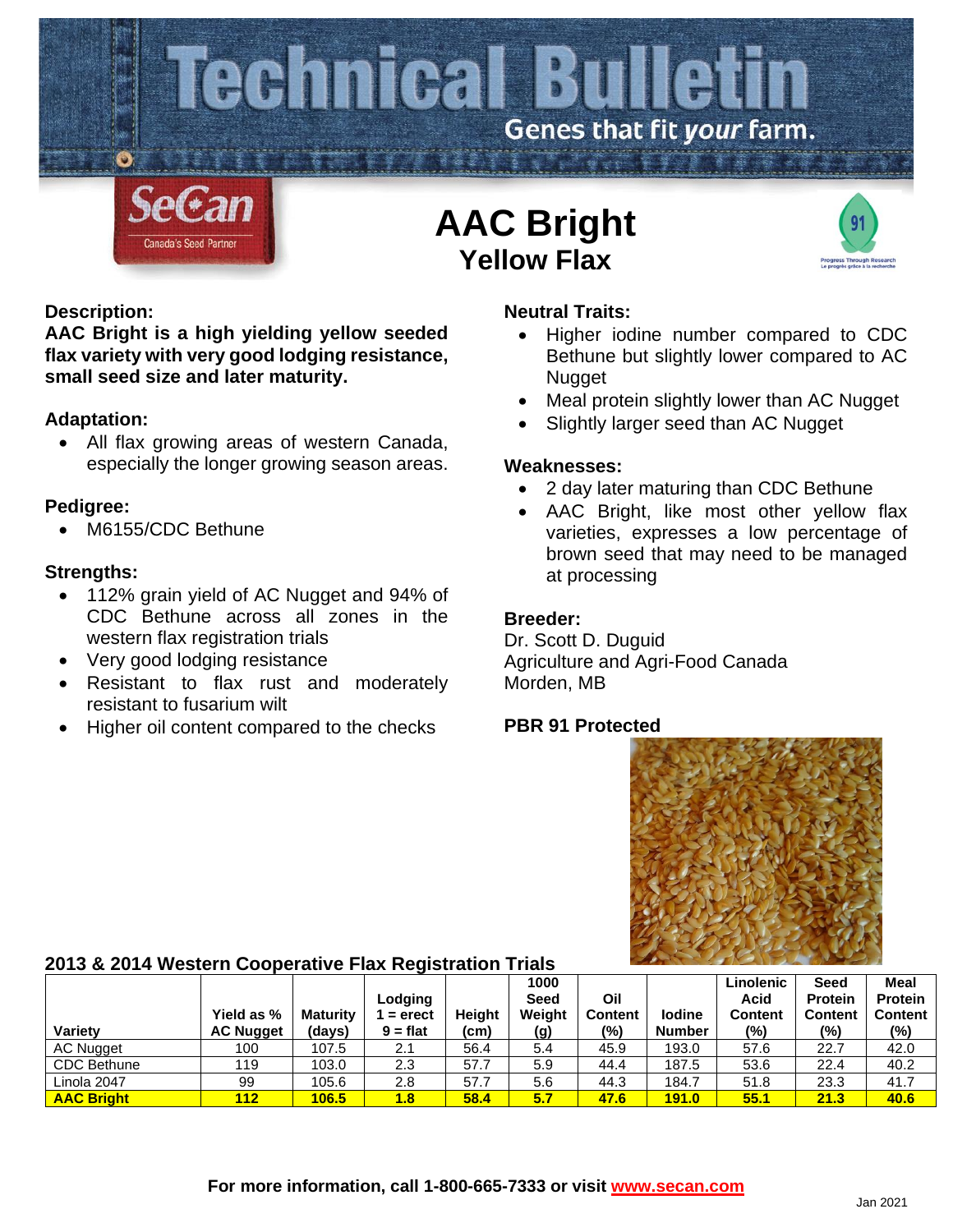# Technical Bulletin

Genes that fit *your* farm.

SeCan
Canada's Seed Partner

# AAC Bright
## Yellow Flax

### Description:

**AAC Bright is a high yielding yellow seeded flax variety with very good lodging resistance, small seed size and later maturity.**

### Adaptation:

- All flax growing areas of western Canada, especially the longer growing season areas.

### Pedigree:

- M6155/CDC Bethune

### Strengths:

- 112% grain yield of AC Nugget and 94% of CDC Bethune across all zones in the western flax registration trials
- Very good lodging resistance
- Resistant to flax rust and moderately resistant to fusarium wilt
- Higher oil content compared to the checks

### Neutral Traits:

- Higher iodine number compared to CDC Bethune but slightly lower compared to AC Nugget
- Meal protein slightly lower than AC Nugget
- Slightly larger seed than AC Nugget

### Weaknesses:

- 2 day later maturing than CDC Bethune
- AAC Bright, like most other yellow flax varieties, expresses a low percentage of brown seed that may need to be managed at processing

### Breeder:

Dr. Scott D. Duguid
Agriculture and Agri-Food Canada
Morden, MB

**PBR 91 Protected**

### 2013 & 2014 Western Cooperative Flax Registration Trials

| Variety | Yield as % AC Nugget | Maturity (days) | Lodging 1 = erect 9 = flat | Height (cm) | 1000 Seed Weight (g) | Oil Content (%) | Iodine Number | Linolenic Acid Content (%) | Seed Protein Content (%) | Meal Protein Content (%) |
|---|---|---|---|---|---|---|---|---|---|---|
| AC Nugget | 100 | 107.5 | 2.1 | 56.4 | 5.4 | 45.9 | 193.0 | 57.6 | 22.7 | 42.0 |
| CDC Bethune | 119 | 103.0 | 2.3 | 57.7 | 5.9 | 44.4 | 187.5 | 53.6 | 22.4 | 40.2 |
| Linola 2047 | 99 | 105.6 | 2.8 | 57.7 | 5.6 | 44.3 | 184.7 | 51.8 | 23.3 | 41.7 |
| **AAC Bright** | **112** | **106.5** | **1.8** | **58.4** | **5.7** | **47.6** | **191.0** | **55.1** | **21.3** | **40.6** |

**For more information, call 1-800-665-7333 or visit www.secan.com**

Jan 2021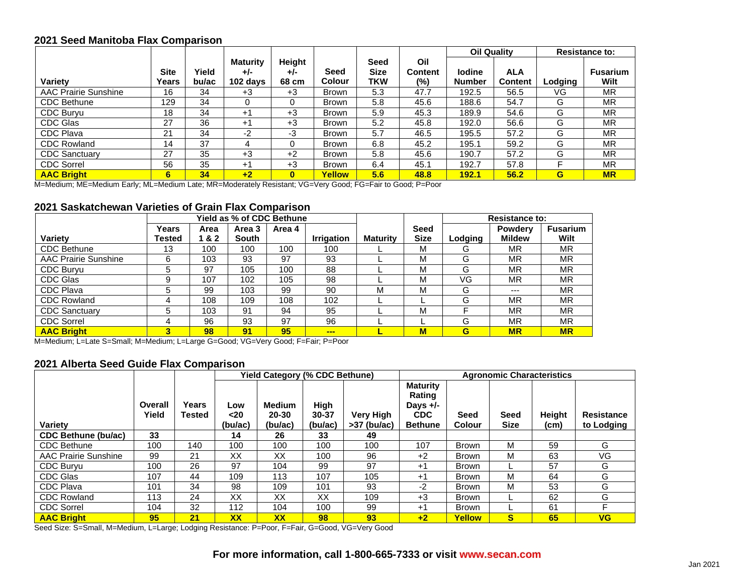## 2021 Seed Manitoba Flax Comparison

| Variety | Site Years | Yield bu/ac | Maturity +/- 102 days | Height +/- 68 cm | Seed Colour | Seed Size TKW | Oil Content (%) | Oil Quality | | Resistance to: | |
|---|---|---|---|---|---|---|---|---|---|---|---|
| | | | | | | | | Iodine Number | ALA Content | Lodging | Fusarium Wilt |
| AAC Prairie Sunshine | 16 | 34 | +3 | +3 | Brown | 5.3 | 47.7 | 192.5 | 56.5 | VG | MR |
| CDC Bethune | 129 | 34 | 0 | 0 | Brown | 5.8 | 45.6 | 188.6 | 54.7 | G | MR |
| CDC Buryu | 18 | 34 | +1 | +3 | Brown | 5.9 | 45.3 | 189.9 | 54.6 | G | MR |
| CDC Glas | 27 | 36 | +1 | +3 | Brown | 5.2 | 45.8 | 192.0 | 56.6 | G | MR |
| CDC Plava | 21 | 34 | -2 | -3 | Brown | 5.7 | 46.5 | 195.5 | 57.2 | G | MR |
| CDC Rowland | 14 | 37 | 4 | 0 | Brown | 6.8 | 45.2 | 195.1 | 59.2 | G | MR |
| CDC Sanctuary | 27 | 35 | +3 | +2 | Brown | 5.8 | 45.6 | 190.7 | 57.2 | G | MR |
| CDC Sorrel | 56 | 35 | +1 | +3 | Brown | 6.4 | 45.1 | 192.7 | 57.8 | F | MR |
| **AAC Bright** | **6** | **34** | **+2** | **0** | **Yellow** | **5.6** | **48.8** | **192.1** | **56.2** | **G** | **MR** |

M=Medium; ME=Medium Early; ML=Medium Late; MR=Moderately Resistant; VG=Very Good; FG=Fair to Good; P=Poor

## 2021 Saskatchewan Varieties of Grain Flax Comparison

| Variety | Yield as % of CDC Bethune | | | | | Maturity | Seed Size | Resistance to: | | |
|---|---|---|---|---|---|---|---|---|---|---|
| | Years Tested | Area 1 & 2 | Area 3 South | Area 4 | Irrigation | | | Lodging | Powdery Mildew | Fusarium Wilt |
| CDC Bethune | 13 | 100 | 100 | 100 | 100 | L | M | G | MR | MR |
| AAC Prairie Sunshine | 6 | 103 | 93 | 97 | 93 | L | M | G | MR | MR |
| CDC Buryu | 5 | 97 | 105 | 100 | 88 | L | M | G | MR | MR |
| CDC Glas | 9 | 107 | 102 | 105 | 98 | L | M | VG | MR | MR |
| CDC Plava | 5 | 99 | 103 | 99 | 90 | M | M | G | --- | MR |
| CDC Rowland | 4 | 108 | 109 | 108 | 102 | L | L | G | MR | MR |
| CDC Sanctuary | 5 | 103 | 91 | 94 | 95 | L | M | F | MR | MR |
| CDC Sorrel | 4 | 96 | 93 | 97 | 96 | L | L | G | MR | MR |
| **AAC Bright** | **3** | **98** | **91** | **95** | **---** | **L** | **M** | **G** | **MR** | **MR** |

M=Medium; L=Late S=Small; M=Medium; L=Large G=Good; VG=Very Good; F=Fair; P=Poor

## 2021 Alberta Seed Guide Flax Comparison

| Variety | Overall Yield | Years Tested | Yield Category (% CDC Bethune) | | | | Agronomic Characteristics | | | | |
|---|---|---|---|---|---|---|---|---|---|---|---|
| | | | Low <20 (bu/ac) | Medium 20-30 (bu/ac) | High 30-37 (bu/ac) | Very High >37 (bu/ac) | Maturity Rating Days +/- CDC Bethune | Seed Colour | Seed Size | Height (cm) | Resistance to Lodging |
| **CDC Bethune (bu/ac)** | **33** | | **14** | **26** | **33** | **49** | | | | | |
| CDC Bethune | 100 | 140 | 100 | 100 | 100 | 100 | 107 | Brown | M | 59 | G |
| AAC Prairie Sunshine | 99 | 21 | XX | XX | 100 | 96 | +2 | Brown | M | 63 | VG |
| CDC Buryu | 100 | 26 | 97 | 104 | 99 | 97 | +1 | Brown | L | 57 | G |
| CDC Glas | 107 | 44 | 109 | 113 | 107 | 105 | +1 | Brown | M | 64 | G |
| CDC Plava | 101 | 34 | 98 | 109 | 101 | 93 | -2 | Brown | M | 53 | G |
| CDC Rowland | 113 | 24 | XX | XX | XX | 109 | +3 | Brown | L | 62 | G |
| CDC Sorrel | 104 | 32 | 112 | 104 | 100 | 99 | +1 | Brown | L | 61 | F |
| **AAC Bright** | **95** | **21** | **XX** | **XX** | **98** | **93** | **+2** | **Yellow** | **S** | **65** | **VG** |

Seed Size: S=Small, M=Medium, L=Large; Lodging Resistance: P=Poor, F=Fair, G=Good, VG=Very Good

**For more information, call 1-800-665-7333 or visit www.secan.com**

Jan 2021